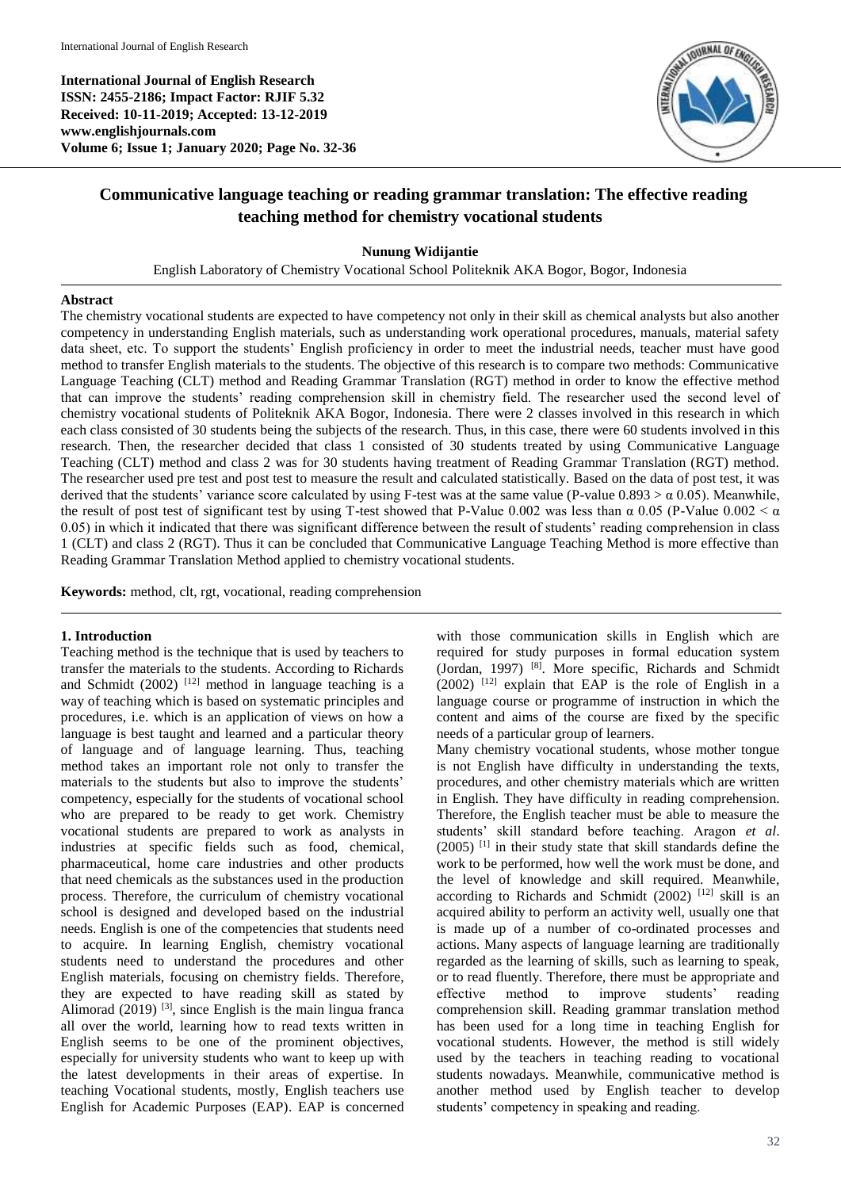**International Journal of English Research**
**ISSN: 2455-2186; Impact Factor: RJIF 5.32**
**Received: 10-11-2019; Accepted: 13-12-2019**
**www.englishjournals.com**
**Volume 6; Issue 1; January 2020; Page No. 32-36**

# Communicative language teaching or reading grammar translation: The effective reading teaching method for chemistry vocational students

**Nunung Widijantie**

English Laboratory of Chemistry Vocational School Politeknik AKA Bogor, Bogor, Indonesia

## Abstract

The chemistry vocational students are expected to have competency not only in their skill as chemical analysts but also another competency in understanding English materials, such as understanding work operational procedures, manuals, material safety data sheet, etc. To support the students' English proficiency in order to meet the industrial needs, teacher must have good method to transfer English materials to the students. The objective of this research is to compare two methods: Communicative Language Teaching (CLT) method and Reading Grammar Translation (RGT) method in order to know the effective method that can improve the students' reading comprehension skill in chemistry field. The researcher used the second level of chemistry vocational students of Politeknik AKA Bogor, Indonesia. There were 2 classes involved in this research in which each class consisted of 30 students being the subjects of the research. Thus, in this case, there were 60 students involved in this research. Then, the researcher decided that class 1 consisted of 30 students treated by using Communicative Language Teaching (CLT) method and class 2 was for 30 students having treatment of Reading Grammar Translation (RGT) method. The researcher used pre test and post test to measure the result and calculated statistically. Based on the data of post test, it was derived that the students' variance score calculated by using F-test was at the same value (P-value $0.893 > \alpha$ 0.05). Meanwhile, the result of post test of significant test by using T-test showed that P-Value 0.002 was less than $\alpha$ 0.05 (P-Value $0.002 < \alpha$ 0.05) in which it indicated that there was significant difference between the result of students' reading comprehension in class 1 (CLT) and class 2 (RGT). Thus it can be concluded that Communicative Language Teaching Method is more effective than Reading Grammar Translation Method applied to chemistry vocational students.

**Keywords:** method, clt, rgt, vocational, reading comprehension

## 1. Introduction

Teaching method is the technique that is used by teachers to transfer the materials to the students. According to Richards and Schmidt (2002) [12] method in language teaching is a way of teaching which is based on systematic principles and procedures, i.e. which is an application of views on how a language is best taught and learned and a particular theory of language and of language learning. Thus, teaching method takes an important role not only to transfer the materials to the students but also to improve the students' competency, especially for the students of vocational school who are prepared to be ready to get work. Chemistry vocational students are prepared to work as analysts in industries at specific fields such as food, chemical, pharmaceutical, home care industries and other products that need chemicals as the substances used in the production process. Therefore, the curriculum of chemistry vocational school is designed and developed based on the industrial needs. English is one of the competencies that students need to acquire. In learning English, chemistry vocational students need to understand the procedures and other English materials, focusing on chemistry fields. Therefore, they are expected to have reading skill as stated by Alimorad (2019) [3], since English is the main lingua franca all over the world, learning how to read texts written in English seems to be one of the prominent objectives, especially for university students who want to keep up with the latest developments in their areas of expertise. In teaching Vocational students, mostly, English teachers use English for Academic Purposes (EAP). EAP is concerned with those communication skills in English which are required for study purposes in formal education system (Jordan, 1997) [8]. More specific, Richards and Schmidt (2002) [12] explain that EAP is the role of English in a language course or programme of instruction in which the content and aims of the course are fixed by the specific needs of a particular group of learners.

Many chemistry vocational students, whose mother tongue is not English have difficulty in understanding the texts, procedures, and other chemistry materials which are written in English. They have difficulty in reading comprehension. Therefore, the English teacher must be able to measure the students' skill standard before teaching. Aragon *et al*. (2005) [1] in their study state that skill standards define the work to be performed, how well the work must be done, and the level of knowledge and skill required. Meanwhile, according to Richards and Schmidt (2002) [12] skill is an acquired ability to perform an activity well, usually one that is made up of a number of co-ordinated processes and actions. Many aspects of language learning are traditionally regarded as the learning of skills, such as learning to speak, or to read fluently. Therefore, there must be appropriate and effective method to improve students' reading comprehension skill. Reading grammar translation method has been used for a long time in teaching English for vocational students. However, the method is still widely used by the teachers in teaching reading to vocational students nowadays. Meanwhile, communicative method is another method used by English teacher to develop students' competency in speaking and reading.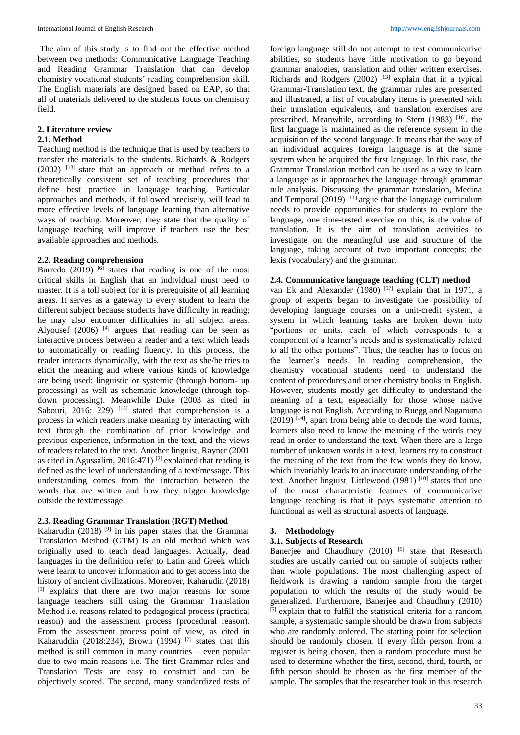The aim of this study is to find out the effective method between two methods: Communicative Language Teaching and Reading Grammar Translation that can develop chemistry vocational students' reading comprehension skill. The English materials are designed based on EAP, so that all of materials delivered to the students focus on chemistry field.

## 2. Literature review

### 2.1. Method

Teaching method is the technique that is used by teachers to transfer the materials to the students. Richards & Rodgers (2002) [13] state that an approach or method refers to a theoretically consistent set of teaching procedures that define best practice in language teaching. Particular approaches and methods, if followed precisely, will lead to more effective levels of language learning than alternative ways of teaching. Moreover, they state that the quality of language teaching will improve if teachers use the best available approaches and methods.

### 2.2. Reading comprehension

Barredo (2019) [6] states that reading is one of the most critical skills in English that an individual must need to master. It is a toll subject for it is prerequisite of all learning areas. It serves as a gateway to every student to learn the different subject because students have difficulty in reading; he may also encounter difficulties in all subject areas. Alyousef (2006) [4] argues that reading can be seen as interactive process between a reader and a text which leads to automatically or reading fluency. In this process, the reader interacts dynamically, with the text as she/he tries to elicit the meaning and where various kinds of knowledge are being used: linguistic or systemic (through bottom- up processing) as well as schematic knowledge (through top-down processing). Meanwhile Duke (2003 as cited in Sabouri, 2016: 229) [15] stated that comprehension is a process in which readers make meaning by interacting with text through the combination of prior knowledge and previous experience, information in the text, and the views of readers related to the text. Another linguist, Rayner (2001 as cited in Agussalim, 2016:471) [2] explained that reading is defined as the level of understanding of a text/message. This understanding comes from the interaction between the words that are written and how they trigger knowledge outside the text/message.

### 2.3. Reading Grammar Translation (RGT) Method

Kaharudin (2018) [9] in his paper states that the Grammar Translation Method (GTM) is an old method which was originally used to teach dead languages. Actually, dead languages in the definition refer to Latin and Greek which were learnt to uncover information and to get access into the history of ancient civilizations. Moreover, Kaharudin (2018) [9] explains that there are two major reasons for some language teachers still using the Grammar Translation Method i.e. reasons related to pedagogical process (practical reason) and the assessment process (procedural reason). From the assessment process point of view, as cited in Kaharuddin (2018:234), Brown (1994) [7] states that this method is still common in many countries – even popular due to two main reasons i.e. The first Grammar rules and Translation Tests are easy to construct and can be objectively scored. The second, many standardized tests of foreign language still do not attempt to test communicative abilities, so students have little motivation to go beyond grammar analogies, translation and other written exercises. Richards and Rodgers (2002) [13] explain that in a typical Grammar-Translation text, the grammar rules are presented and illustrated, a list of vocabulary items is presented with their translation equivalents, and translation exercises are prescribed. Meanwhile, according to Stern (1983) [16], the first language is maintained as the reference system in the acquisition of the second language. It means that the way of an individual acquires foreign language is at the same system when he acquired the first language. In this case, the Grammar Translation method can be used as a way to learn a language as it approaches the language through grammar rule analysis. Discussing the grammar translation, Medina and Temporal (2019) [11] argue that the language curriculum needs to provide opportunities for students to explore the language, one time-tested exercise on this, is the value of translation. It is the aim of translation activities to investigate on the meaningful use and structure of the language, taking account of two important concepts: the lexis (vocabulary) and the grammar.

### 2.4. Communicative language teaching (CLT) method

van Ek and Alexander (1980) [17] explain that in 1971, a group of experts began to investigate the possibility of developing language courses on a unit-credit system, a system in which learning tasks are broken down into "portions or units, each of which corresponds to a component of a learner's needs and is systematically related to all the other portions". Thus, the teacher has to focus on the learner's needs. In reading comprehension, the chemistry vocational students need to understand the content of procedures and other chemistry books in English. However, students mostly get difficulty to understand the meaning of a text, espeacially for those whose native language is not English. According to Ruegg and Naganuma (2019) [14], apart from being able to decode the word forms, learners also need to know the meaning of the words they read in order to understand the text. When there are a large number of unknown words in a text, learners try to construct the meaning of the text from the few words they do know, which invariably leads to an inaccurate understanding of the text. Another linguist, Littlewood (1981) [10] states that one of the most characteristic features of communicative language teaching is that it pays systematic attention to functional as well as structural aspects of language.

## 3. Methodology

### 3.1. Subjects of Research

Banerjee and Chaudhury (2010) [5] state that Research studies are usually carried out on sample of subjects rather than whole populations. The most challenging aspect of fieldwork is drawing a random sample from the target population to which the results of the study would be generalized. Furthermore, Banerjee and Chaudhury (2010) [5] explain that to fulfill the statistical criteria for a random sample, a systematic sample should be drawn from subjects who are randomly ordered. The starting point for selection should be randomly chosen. If every fifth person from a register is being chosen, then a random procedure must be used to determine whether the first, second, third, fourth, or fifth person should be chosen as the first member of the sample. The samples that the researcher took in this research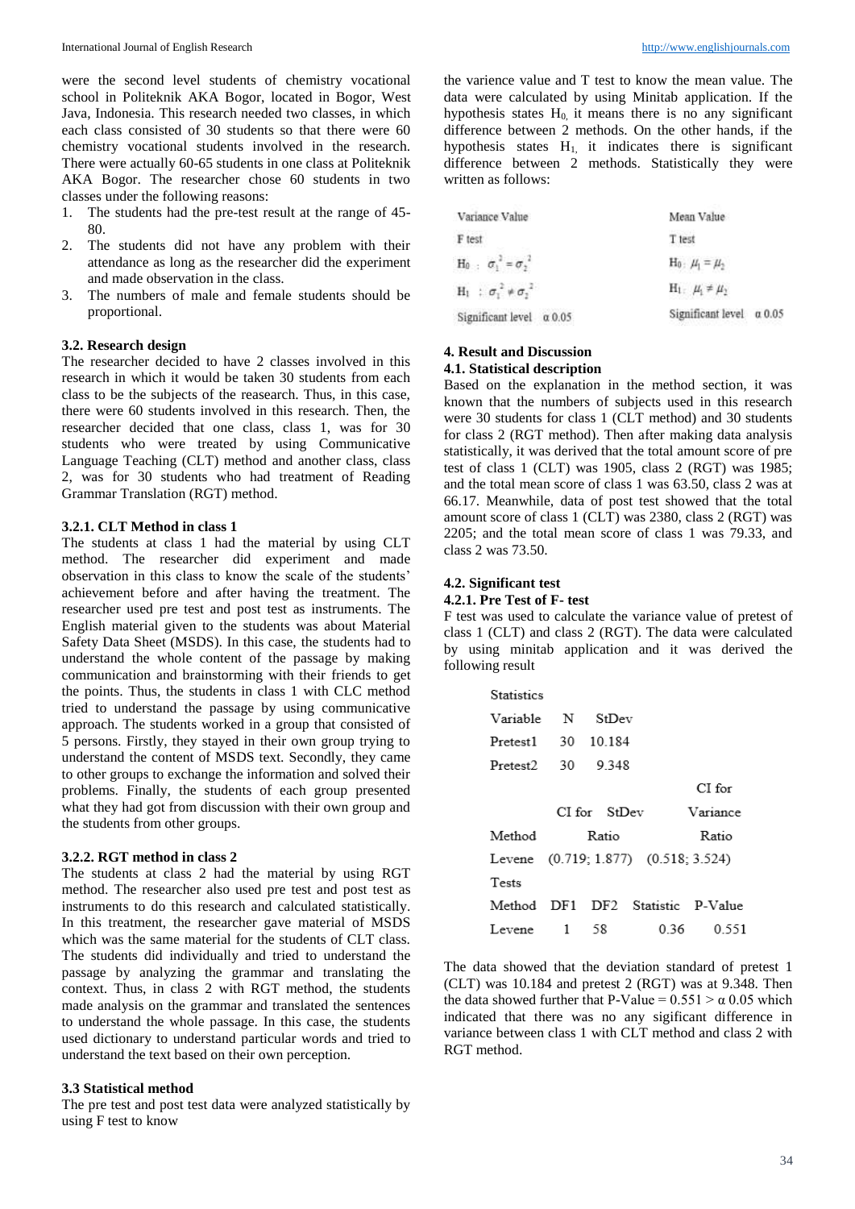were the second level students of chemistry vocational school in Politeknik AKA Bogor, located in Bogor, West Java, Indonesia. This research needed two classes, in which each class consisted of 30 students so that there were 60 chemistry vocational students involved in the research. There were actually 60-65 students in one class at Politeknik AKA Bogor. The researcher chose 60 students in two classes under the following reasons:

1. The students had the pre-test result at the range of 45-80.
2. The students did not have any problem with their attendance as long as the researcher did the experiment and made observation in the class.
3. The numbers of male and female students should be proportional.

### 3.2. Research design

The researcher decided to have 2 classes involved in this research in which it would be taken 30 students from each class to be the subjects of the reasearch. Thus, in this case, there were 60 students involved in this research. Then, the researcher decided that one class, class 1, was for 30 students who were treated by using Communicative Language Teaching (CLT) method and another class, class 2, was for 30 students who had treatment of Reading Grammar Translation (RGT) method.

#### 3.2.1. CLT Method in class 1

The students at class 1 had the material by using CLT method. The researcher did experiment and made observation in this class to know the scale of the students' achievement before and after having the treatment. The researcher used pre test and post test as instruments. The English material given to the students was about Material Safety Data Sheet (MSDS). In this case, the students had to understand the whole content of the passage by making communication and brainstorming with their friends to get the points. Thus, the students in class 1 with CLC method tried to understand the passage by using communicative approach. The students worked in a group that consisted of 5 persons. Firstly, they stayed in their own group trying to understand the content of MSDS text. Secondly, they came to other groups to exchange the information and solved their problems. Finally, the students of each group presented what they had got from discussion with their own group and the students from other groups.

#### 3.2.2. RGT method in class 2

The students at class 2 had the material by using RGT method. The researcher also used pre test and post test as instruments to do this research and calculated statistically. In this treatment, the researcher gave material of MSDS which was the same material for the students of CLT class. The students did individually and tried to understand the passage by analyzing the grammar and translating the context. Thus, in class 2 with RGT method, the students made analysis on the grammar and translated the sentences to understand the whole passage. In this case, the students used dictionary to understand particular words and tried to understand the text based on their own perception.

### 3.3 Statistical method

The pre test and post test data were analyzed statistically by using F test to know the varience value and T test to know the mean value. The data were calculated by using Minitab application. If the hypothesis states $H_0$, it means there is no any significant difference between 2 methods. On the other hands, if the hypothesis states $H_1$, it indicates there is significant difference between 2 methods. Statistically they were written as follows:

| Variance Value | Mean Value |
|---|---|
| F test | T test |
| $H_0 : \sigma_1^2 = \sigma_2^2$ | $H_0 : \mu_1 = \mu_2$ |
| $H_1 : \sigma_1^2 \neq \sigma_2^2$ | $H_1 : \mu_1 \neq \mu_2$ |
| Significant level $\alpha$ 0.05 | Significant level $\alpha$ 0.05 |

## 4. Result and Discussion

### 4.1. Statistical description

Based on the explanation in the method section, it was known that the numbers of subjects used in this research were 30 students for class 1 (CLT method) and 30 students for class 2 (RGT method). Then after making data analysis statistically, it was derived that the total amount score of pre test of class 1 (CLT) was 1905, class 2 (RGT) was 1985; and the total mean score of class 1 was 63.50, class 2 was at 66.17. Meanwhile, data of post test showed that the total amount score of class 1 (CLT) was 2380, class 2 (RGT) was 2205; and the total mean score of class 1 was 79.33, and class 2 was 73.50.

### 4.2. Significant test

#### 4.2.1. Pre Test of F- test

F test was used to calculate the variance value of pretest of class 1 (CLT) and class 2 (RGT). The data were calculated by using minitab application and it was derived the following result

Statistics

| Variable | N | StDev |
|---|---|---|
| Pretest1 | 30 | 10.184 |
| Pretest2 | 30 | 9.348 |

| Method | CI for StDev Ratio | CI for Variance Ratio |
|---|---|---|
| Levene | (0.719; 1.877) | (0.518; 3.524) |

Tests

| Method | DF1 | DF2 | Statistic | P-Value |
|---|---|---|---|---|
| Levene | 1 | 58 | 0.36 | 0.551 |

The data showed that the deviation standard of pretest 1 (CLT) was 10.184 and pretest 2 (RGT) was at 9.348. Then the data showed further that P-Value = 0.551 > $\alpha$ 0.05 which indicated that there was no any sigificant difference in variance between class 1 with CLT method and class 2 with RGT method.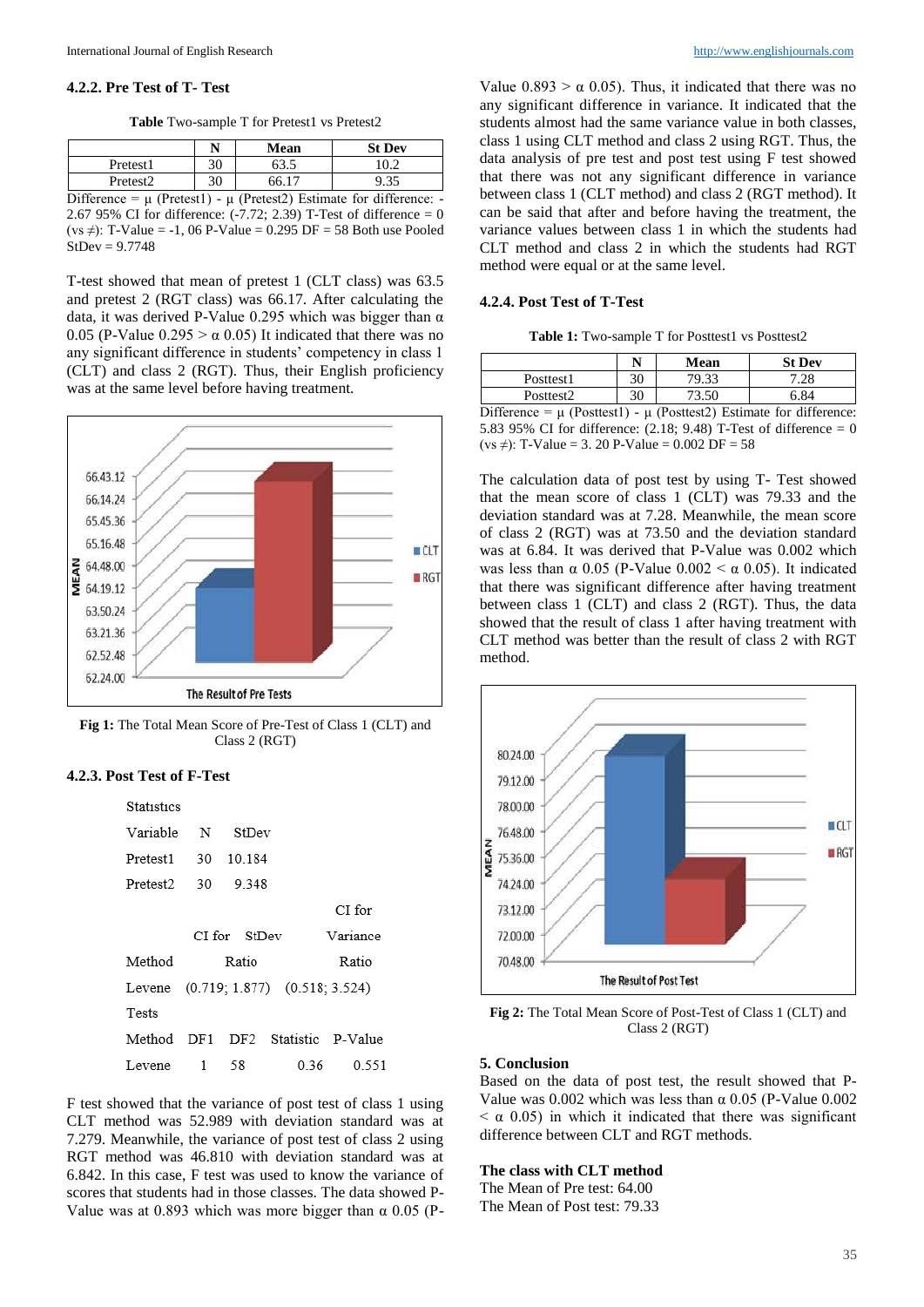### 4.2.2. Pre Test of T- Test

**Table** Two-sample T for Pretest1 vs Pretest2

| | N | Mean | St Dev |
|---|---|---|---|
| Pretest1 | 30 | 63.5 | 10.2 |
| Pretest2 | 30 | 66.17 | 9.35 |

Difference = μ (Pretest1) - μ (Pretest2) Estimate for difference: -2.67 95% CI for difference: (-7.72; 2.39) T-Test of difference = 0 (vs ≠): T-Value = -1, 06 P-Value = 0.295 DF = 58 Both use Pooled StDev = 9.7748

T-test showed that mean of pretest 1 (CLT class) was 63.5 and pretest 2 (RGT class) was 66.17. After calculating the data, it was derived P-Value 0.295 which was bigger than α 0.05 (P-Value 0.295 > α 0.05) It indicated that there was no any significant difference in students' competency in class 1 (CLT) and class 2 (RGT). Thus, their English proficiency was at the same level before having treatment.

**Fig 1:** The Total Mean Score of Pre-Test of Class 1 (CLT) and Class 2 (RGT)

### 4.2.3. Post Test of F-Test

Statistics

| Variable | N | StDev |
|---|---|---|
| Pretest1 | 30 | 10.184 |
| Pretest2 | 30 | 9.348 |

| Method | CI for StDev Ratio | CI for Variance Ratio |
|---|---|---|
| Levene | (0.719; 1.877) | (0.518; 3.524) |

Tests

| Method | DF1 | DF2 | Statistic | P-Value |
|---|---|---|---|---|
| Levene | 1 | 58 | 0.36 | 0.551 |

F test showed that the variance of post test of class 1 using CLT method was 52.989 with deviation standard was at 7.279. Meanwhile, the variance of post test of class 2 using RGT method was 46.810 with deviation standard was at 6.842. In this case, F test was used to know the variance of scores that students had in those classes. The data showed P-Value was at 0.893 which was more bigger than α 0.05 (P-Value 0.893 > α 0.05). Thus, it indicated that there was no any significant difference in variance. It indicated that the students almost had the same variance value in both classes, class 1 using CLT method and class 2 using RGT. Thus, the data analysis of pre test and post test using F test showed that there was not any significant difference in variance between class 1 (CLT method) and class 2 (RGT method). It can be said that after and before having the treatment, the variance values between class 1 in which the students had CLT method and class 2 in which the students had RGT method were equal or at the same level.

### 4.2.4. Post Test of T-Test

**Table 1:** Two-sample T for Posttest1 vs Posttest2

| | N | Mean | St Dev |
|---|---|---|---|
| Posttest1 | 30 | 79.33 | 7.28 |
| Posttest2 | 30 | 73.50 | 6.84 |

Difference = μ (Posttest1) - μ (Posttest2) Estimate for difference: 5.83 95% CI for difference: (2.18; 9.48) T-Test of difference = 0 (vs ≠): T-Value = 3. 20 P-Value = 0.002 DF = 58

The calculation data of post test by using T- Test showed that the mean score of class 1 (CLT) was 79.33 and the deviation standard was at 7.28. Meanwhile, the mean score of class 2 (RGT) was at 73.50 and the deviation standard was at 6.84. It was derived that P-Value was 0.002 which was less than α 0.05 (P-Value 0.002 < α 0.05). It indicated that there was significant difference after having treatment between class 1 (CLT) and class 2 (RGT). Thus, the data showed that the result of class 1 after having treatment with CLT method was better than the result of class 2 with RGT method.

**Fig 2:** The Total Mean Score of Post-Test of Class 1 (CLT) and Class 2 (RGT)

## 5. Conclusion

Based on the data of post test, the result showed that P-Value was 0.002 which was less than α 0.05 (P-Value 0.002 < α 0.05) in which it indicated that there was significant difference between CLT and RGT methods.

**The class with CLT method**

The Mean of Pre test: 64.00
The Mean of Post test: 79.33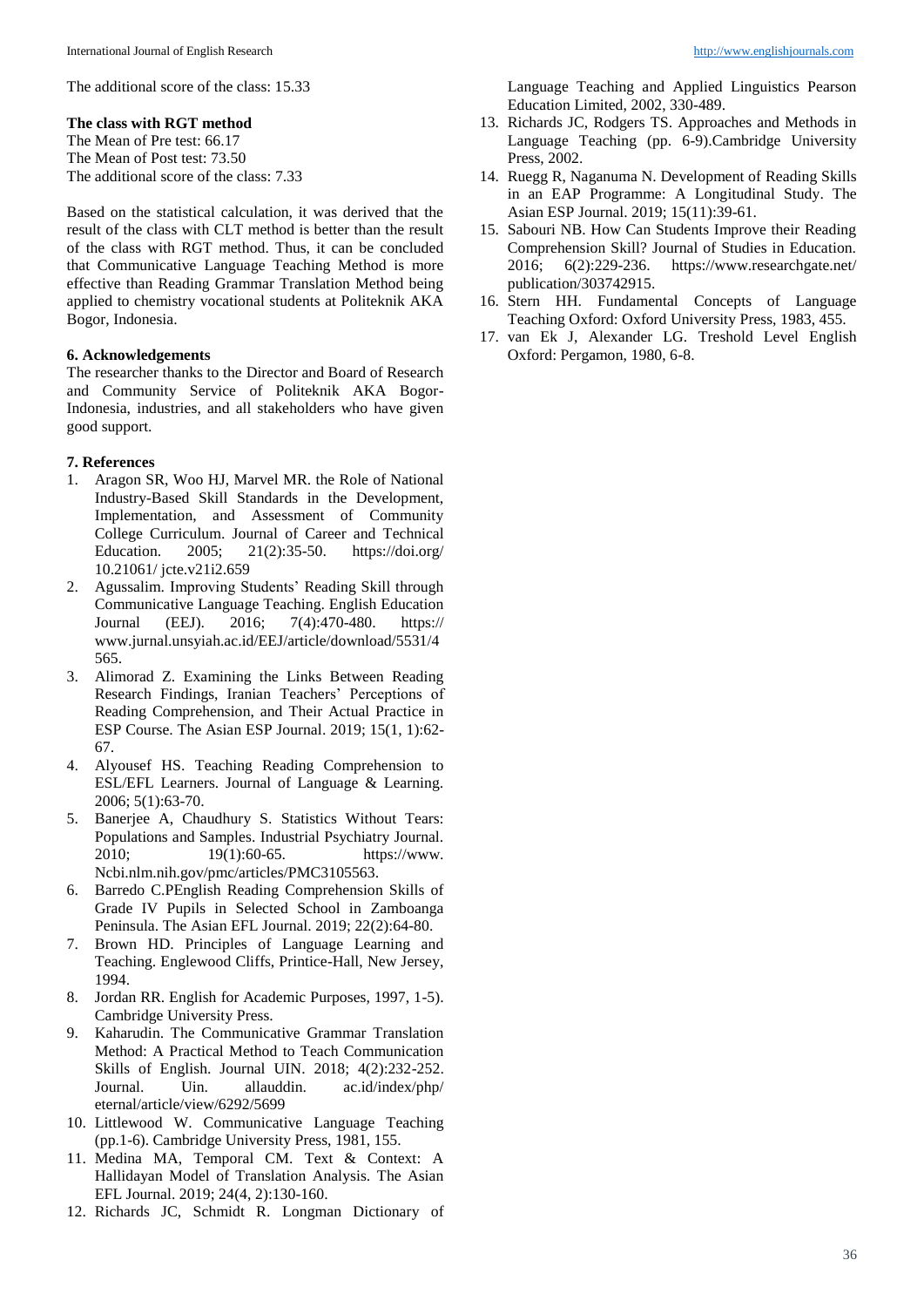The additional score of the class: 15.33

**The class with RGT method**

The Mean of Pre test: 66.17
The Mean of Post test: 73.50
The additional score of the class: 7.33

Based on the statistical calculation, it was derived that the result of the class with CLT method is better than the result of the class with RGT method. Thus, it can be concluded that Communicative Language Teaching Method is more effective than Reading Grammar Translation Method being applied to chemistry vocational students at Politeknik AKA Bogor, Indonesia.

## 6. Acknowledgements

The researcher thanks to the Director and Board of Research and Community Service of Politeknik AKA Bogor-Indonesia, industries, and all stakeholders who have given good support.

## 7. References

1. Aragon SR, Woo HJ, Marvel MR. the Role of National Industry-Based Skill Standards in the Development, Implementation, and Assessment of Community College Curriculum. Journal of Career and Technical Education. 2005; 21(2):35-50. https://doi.org/ 10.21061/ jcte.v21i2.659
2. Agussalim. Improving Students' Reading Skill through Communicative Language Teaching. English Education Journal (EEJ). 2016; 7(4):470-480. https:// www.jurnal.unsyiah.ac.id/EEJ/article/download/5531/4 565.
3. Alimorad Z. Examining the Links Between Reading Research Findings, Iranian Teachers' Perceptions of Reading Comprehension, and Their Actual Practice in ESP Course. The Asian ESP Journal. 2019; 15(1, 1):62-67.
4. Alyousef HS. Teaching Reading Comprehension to ESL/EFL Learners. Journal of Language & Learning. 2006; 5(1):63-70.
5. Banerjee A, Chaudhury S. Statistics Without Tears: Populations and Samples. Industrial Psychiatry Journal. 2010; 19(1):60-65. https://www. Ncbi.nlm.nih.gov/pmc/articles/PMC3105563.
6. Barredo C.PEnglish Reading Comprehension Skills of Grade IV Pupils in Selected School in Zamboanga Peninsula. The Asian EFL Journal. 2019; 22(2):64-80.
7. Brown HD. Principles of Language Learning and Teaching. Englewood Cliffs, Printice-Hall, New Jersey, 1994.
8. Jordan RR. English for Academic Purposes, 1997, 1-5). Cambridge University Press.
9. Kaharudin. The Communicative Grammar Translation Method: A Practical Method to Teach Communication Skills of English. Journal UIN. 2018; 4(2):232-252. Journal. Uin. allauddin. ac.id/index/php/ eternal/article/view/6292/5699
10. Littlewood W. Communicative Language Teaching (pp.1-6). Cambridge University Press, 1981, 155.
11. Medina MA, Temporal CM. Text & Context: A Hallidayan Model of Translation Analysis. The Asian EFL Journal. 2019; 24(4, 2):130-160.
12. Richards JC, Schmidt R. Longman Dictionary of Language Teaching and Applied Linguistics Pearson Education Limited, 2002, 330-489.
13. Richards JC, Rodgers TS. Approaches and Methods in Language Teaching (pp. 6-9).Cambridge University Press, 2002.
14. Ruegg R, Naganuma N. Development of Reading Skills in an EAP Programme: A Longitudinal Study. The Asian ESP Journal. 2019; 15(11):39-61.
15. Sabouri NB. How Can Students Improve their Reading Comprehension Skill? Journal of Studies in Education. 2016; 6(2):229-236. https://www.researchgate.net/ publication/303742915.
16. Stern HH. Fundamental Concepts of Language Teaching Oxford: Oxford University Press, 1983, 455.
17. van Ek J, Alexander LG. Treshold Level English Oxford: Pergamon, 1980, 6-8.